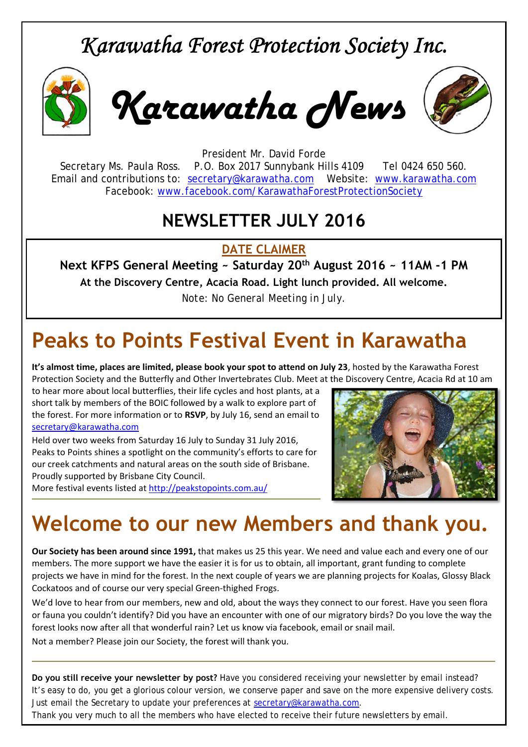# Karawatha Forest Protection Society Inc.

# Karawatha News

President Mr. David Forde
Secretary Ms. Paula Ross. P.O. Box 2017 Sunnybank Hills 4109 Tel 0424 650 560.
Email and contributions to: secretary@karawatha.com Website: www.karawatha.com
Facebook: www.facebook.com/KarawathaForestProtectionSociety

## NEWSLETTER JULY 2016

**DATE CLAIMER**

**Next KFPS General Meeting ~ Saturday 20th August 2016 ~ 11AM -1 PM**

**At the Discovery Centre, Acacia Road. Light lunch provided. All welcome.**

Note: No General Meeting in July.

# Peaks to Points Festival Event in Karawatha

**It's almost time, places are limited, please book your spot to attend on July 23**, hosted by the Karawatha Forest Protection Society and the Butterfly and Other Invertebrates Club. Meet at the Discovery Centre, Acacia Rd at 10 am to hear more about local butterflies, their life cycles and host plants, at a short talk by members of the BOIC followed by a walk to explore part of the forest. For more information or to **RSVP**, by July 16, send an email to secretary@karawatha.com

Held over two weeks from Saturday 16 July to Sunday 31 July 2016, Peaks to Points shines a spotlight on the community's efforts to care for our creek catchments and natural areas on the south side of Brisbane. Proudly supported by Brisbane City Council.
More festival events listed at http://peakstopoints.com.au/

# Welcome to our new Members and thank you.

**Our Society has been around since 1991,** that makes us 25 this year. We need and value each and every one of our members. The more support we have the easier it is for us to obtain, all important, grant funding to complete projects we have in mind for the forest. In the next couple of years we are planning projects for Koalas, Glossy Black Cockatoos and of course our very special Green-thighed Frogs.

We'd love to hear from our members, new and old, about the ways they connect to our forest. Have you seen flora or fauna you couldn't identify? Did you have an encounter with one of our migratory birds? Do you love the way the forest looks now after all that wonderful rain? Let us know via facebook, email or snail mail.

Not a member? Please join our Society, the forest will thank you.

---

**Do you still receive your newsletter by post?** Have you considered receiving your newsletter by email instead? It's easy to do, you get a glorious colour version, we conserve paper and save on the more expensive delivery costs. Just email the Secretary to update your preferences at secretary@karawatha.com.
Thank you very much to all the members who have elected to receive their future newsletters by email.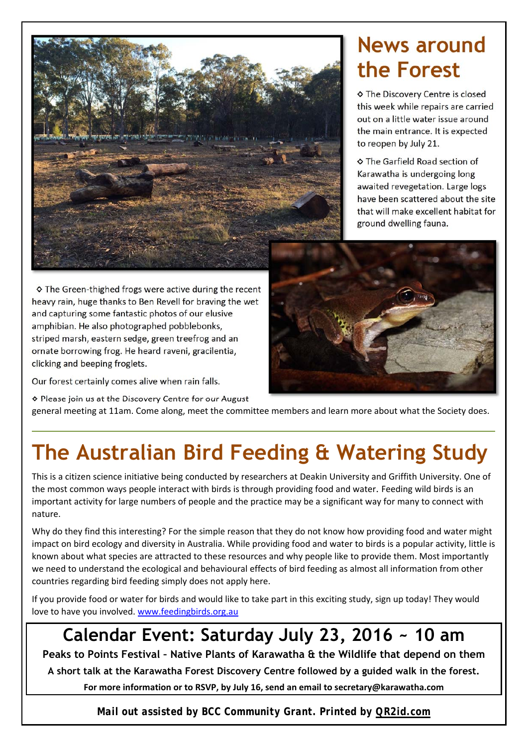# News around the Forest

◊ The Discovery Centre is closed this week while repairs are carried out on a little water issue around the main entrance. It is expected to reopen by July 21.

◊ The Garfield Road section of Karawatha is undergoing long awaited revegetation. Large logs have been scattered about the site that will make excellent habitat for ground dwelling fauna.

◊ The Green-thighed frogs were active during the recent heavy rain, huge thanks to Ben Revell for braving the wet and capturing some fantastic photos of our elusive amphibian. He also photographed pobblebonks, striped marsh, eastern sedge, green treefrog and an ornate borrowing frog. He heard raveni, gracilentia, clicking and beeping froglets.

Our forest certainly comes alive when rain falls.

◊ Please join us at the Discovery Centre for our August general meeting at 11am. Come along, meet the committee members and learn more about what the Society does.

# The Australian Bird Feeding & Watering Study

This is a citizen science initiative being conducted by researchers at Deakin University and Griffith University. One of the most common ways people interact with birds is through providing food and water. Feeding wild birds is an important activity for large numbers of people and the practice may be a significant way for many to connect with nature.

Why do they find this interesting? For the simple reason that they do not know how providing food and water might impact on bird ecology and diversity in Australia. While providing food and water to birds is a popular activity, little is known about what species are attracted to these resources and why people like to provide them. Most importantly we need to understand the ecological and behavioural effects of bird feeding as almost all information from other countries regarding bird feeding simply does not apply here.

If you provide food or water for birds and would like to take part in this exciting study, sign up today! They would love to have you involved. www.feedingbirds.org.au

## Calendar Event: Saturday July 23, 2016 ~ 10 am

**Peaks to Points Festival – Native Plants of Karawatha & the Wildlife that depend on them**

**A short talk at the Karawatha Forest Discovery Centre followed by a guided walk in the forest.**

**For more information or to RSVP, by July 16, send an email to secretary@karawatha.com**

***Mail out assisted by BCC Community Grant. Printed by QR2id.com***